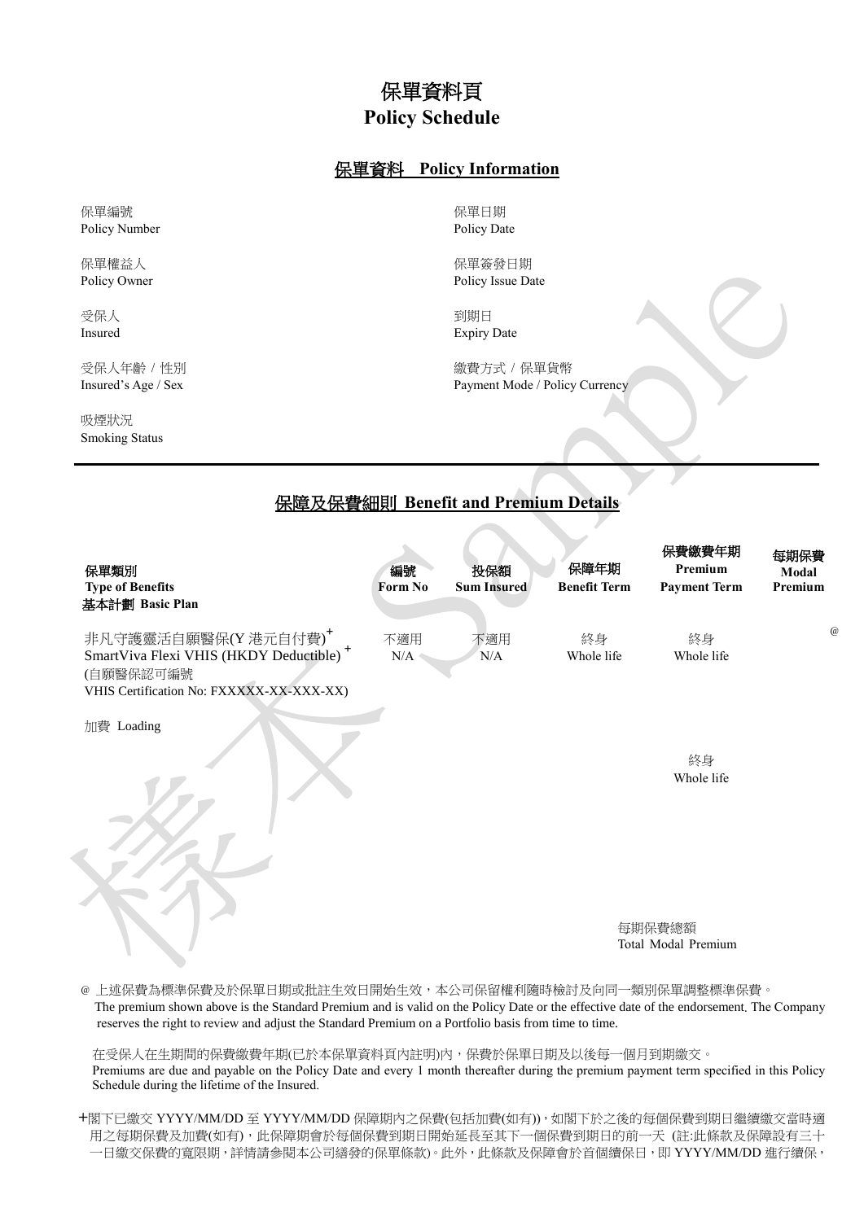# 保單資料頁
# Policy Schedule

## 保單資料 Policy Information

保單編號
Policy Number

保單日期
Policy Date

保單權益人
Policy Owner

保單簽發日期
Policy Issue Date

受保人
Insured

到期日
Expiry Date

受保人年齡 / 性別
Insured's Age / Sex

繳費方式 / 保單貨幣
Payment Mode / Policy Currency

吸煙狀況
Smoking Status

## 保障及保費細則 Benefit and Premium Details

| 保單類別 Type of Benefits | 編號 Form No | 投保額 Sum Insured | 保障年期 Benefit Term | 保費繳費年期 Premium Payment Term | 每期保費 Modal Premium |
|---|---|---|---|---|---|
| **基本計劃 Basic Plan** | | | | | |
| 非凡守護靈活自願醫保(Y 港元自付費)+ SmartViva Flexi VHIS (HKDY Deductible) + (自願醫保認可編號 VHIS Certification No: FXXXXX-XX-XXX-XX) | 不適用 N/A | 不適用 N/A | 終身 Whole life | 終身 Whole life | @ |
| 加費 Loading | | | | 終身 Whole life | |

每期保費總額
Total Modal Premium

@ 上述保費為標準保費及於保單日期或批註生效日開始生效，本公司保留權利隨時檢討及向同一類別保單調整標準保費。
The premium shown above is the Standard Premium and is valid on the Policy Date or the effective date of the endorsement. The Company reserves the right to review and adjust the Standard Premium on a Portfolio basis from time to time.

在受保人在生期間的保費繳費年期(已於本保單資料頁內註明)內，保費於保單日期及以後每一個月到期繳交。
Premiums are due and payable on the Policy Date and every 1 month thereafter during the premium payment term specified in this Policy Schedule during the lifetime of the Insured.

+閣下已繳交 YYYY/MM/DD 至 YYYY/MM/DD 保障期內之保費(包括加費(如有))，如閣下於之後的每個保費到期日繼續繳交當時適用之每期保費及加費(如有)，此保障期會於每個保費到期日開始延長至其下一個保費到期日的前一天 (註:此條款及保障設有三十一日繳交保費的寬限期，詳情請參閱本公司繕發的保單條款)。此外，此條款及保障會於首個續保日，即 YYYY/MM/DD 進行續保，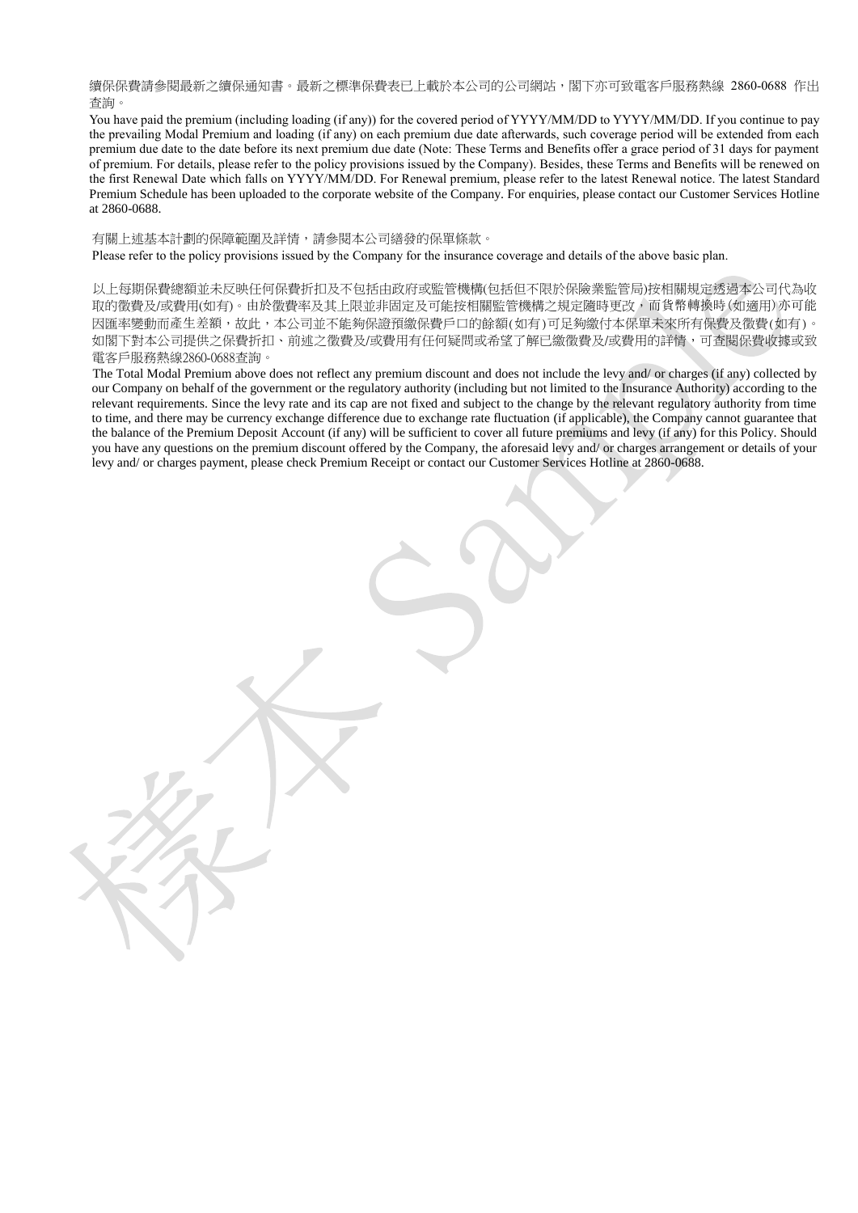續保保費請參閱最新之續保通知書。最新之標準保費表已上載於本公司的公司網站，閣下亦可致電客戶服務熱線 2860-0688 作出查詢。

You have paid the premium (including loading (if any)) for the covered period of YYYY/MM/DD to YYYY/MM/DD. If you continue to pay the prevailing Modal Premium and loading (if any) on each premium due date afterwards, such coverage period will be extended from each premium due date to the date before its next premium due date (Note: These Terms and Benefits offer a grace period of 31 days for payment of premium. For details, please refer to the policy provisions issued by the Company). Besides, these Terms and Benefits will be renewed on the first Renewal Date which falls on YYYY/MM/DD. For Renewal premium, please refer to the latest Renewal notice. The latest Standard Premium Schedule has been uploaded to the corporate website of the Company. For enquiries, please contact our Customer Services Hotline at 2860-0688.

有關上述基本計劃的保障範圍及詳情，請參閱本公司繕發的保單條款。

Please refer to the policy provisions issued by the Company for the insurance coverage and details of the above basic plan.

以上每期保費總額並未反映任何保費折扣及不包括由政府或監管機構(包括但不限於保險業監管局)按相關規定透過本公司代為收取的徵費及/或費用(如有)。由於徵費率及其上限並非固定及可能按相關監管機構之規定隨時更改，而貨幣轉換時(如適用)亦可能因匯率變動而產生差額，故此，本公司並不能夠保證預繳保費戶口的餘額(如有)可足夠繳付本保單未來所有保費及徵費(如有)。如閣下對本公司提供之保費折扣、前述之徵費及/或費用有任何疑問或希望了解已繳徵費及/或費用的詳情，可查閱保費收據或致電客戶服務熱線2860-0688查詢。

The Total Modal Premium above does not reflect any premium discount and does not include the levy and/ or charges (if any) collected by our Company on behalf of the government or the regulatory authority (including but not limited to the Insurance Authority) according to the relevant requirements. Since the levy rate and its cap are not fixed and subject to the change by the relevant regulatory authority from time to time, and there may be currency exchange difference due to exchange rate fluctuation (if applicable), the Company cannot guarantee that the balance of the Premium Deposit Account (if any) will be sufficient to cover all future premiums and levy (if any) for this Policy. Should you have any questions on the premium discount offered by the Company, the aforesaid levy and/ or charges arrangement or details of your levy and/ or charges payment, please check Premium Receipt or contact our Customer Services Hotline at 2860-0688.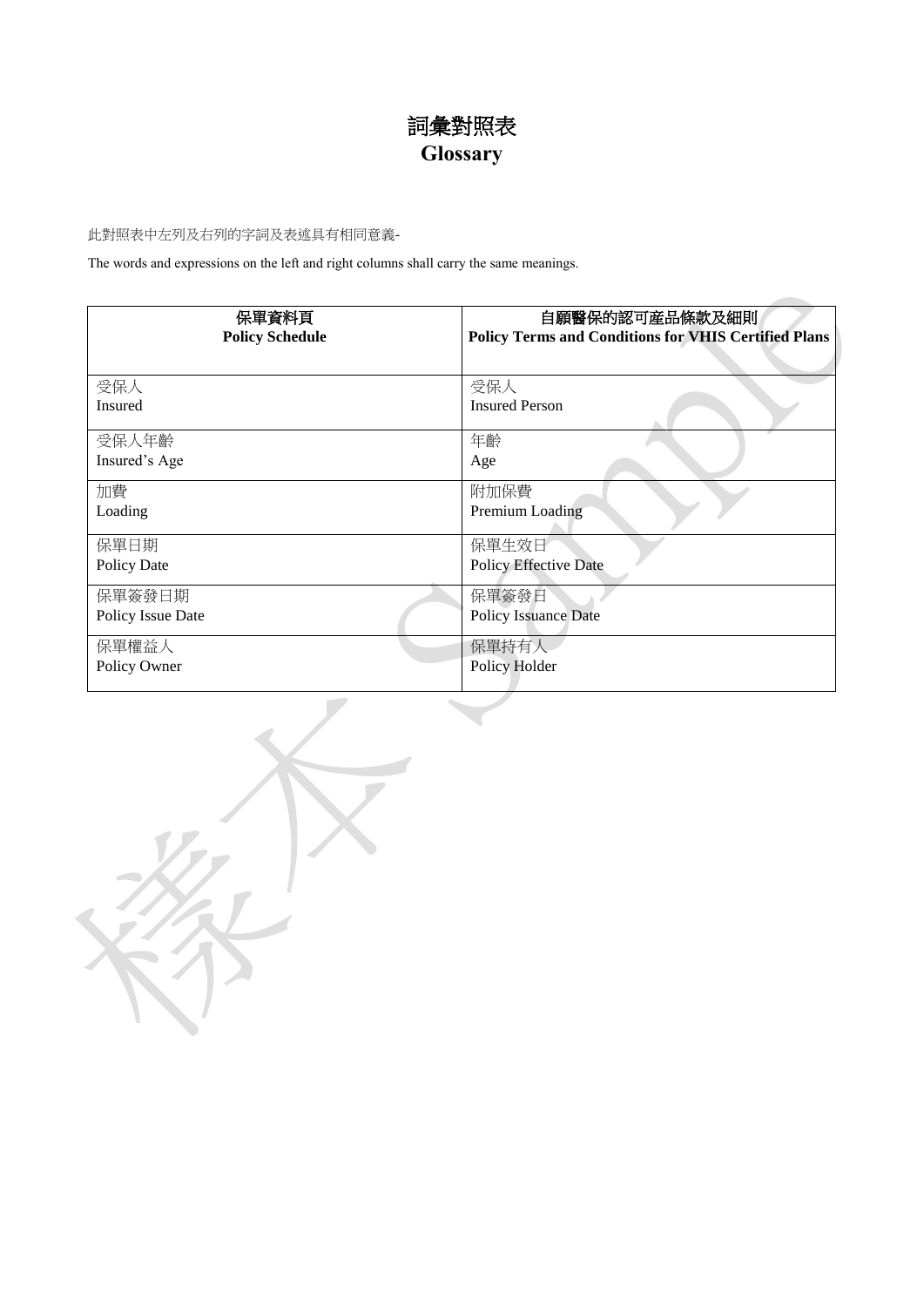# 詞彙對照表
# Glossary

此對照表中左列及右列的字詞及表述具有相同意義-

The words and expressions on the left and right columns shall carry the same meanings.

| 保單資料頁<br>**Policy Schedule** | 自願醫保的認可產品條款及細則<br>**Policy Terms and Conditions for VHIS Certified Plans** |
|---|---|
| 受保人<br>Insured | 受保人<br>Insured Person |
| 受保人年齡<br>Insured's Age | 年齡<br>Age |
| 加費<br>Loading | 附加保費<br>Premium Loading |
| 保單日期<br>Policy Date | 保單生效日<br>Policy Effective Date |
| 保單簽發日期<br>Policy Issue Date | 保單簽發日<br>Policy Issuance Date |
| 保單權益人<br>Policy Owner | 保單持有人<br>Policy Holder |